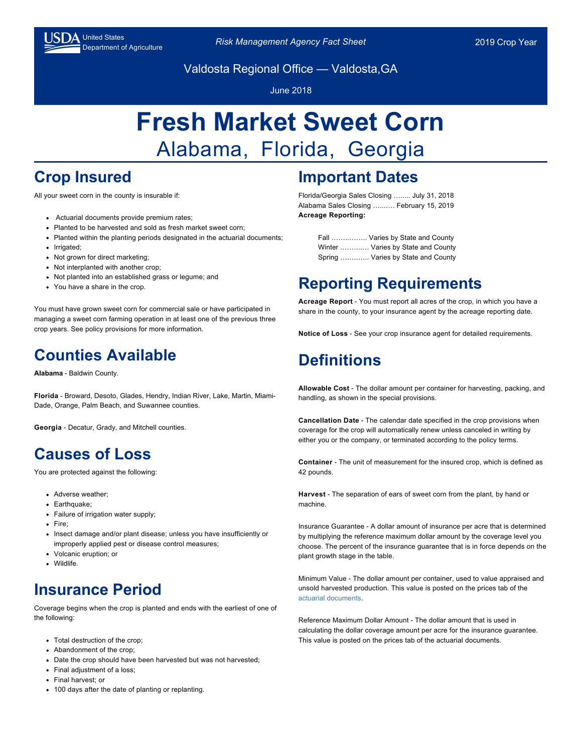USDA United States Department of Agriculture

*Risk Management Agency Fact Sheet*

2019 Crop Year

Valdosta Regional Office — Valdosta,GA

June 2018

# Fresh Market Sweet Corn

## Alabama, Florida, Georgia

## Crop Insured

All your sweet corn in the county is insurable if:

- Actuarial documents provide premium rates;
- Planted to be harvested and sold as fresh market sweet corn;
- Planted within the planting periods designated in the actuarial documents;
- Irrigated;
- Not grown for direct marketing;
- Not interplanted with another crop;
- Not planted into an established grass or legume; and
- You have a share in the crop.

You must have grown sweet corn for commercial sale or have participated in managing a sweet corn farming operation in at least one of the previous three crop years. See policy provisions for more information.

## Counties Available

**Alabama** - Baldwin County.

**Florida** - Broward, Desoto, Glades, Hendry, Indian River, Lake, Martin, Miami-Dade, Orange, Palm Beach, and Suwannee counties.

**Georgia** - Decatur, Grady, and Mitchell counties.

## Causes of Loss

You are protected against the following:

- Adverse weather;
- Earthquake;
- Failure of irrigation water supply;
- Fire;
- Insect damage and/or plant disease; unless you have insufficiently or improperly applied pest or disease control measures;
- Volcanic eruption; or
- Wildlife.

## Insurance Period

Coverage begins when the crop is planted and ends with the earliest of one of the following:

- Total destruction of the crop;
- Abandonment of the crop;
- Date the crop should have been harvested but was not harvested;
- Final adjustment of a loss;
- Final harvest; or
- 100 days after the date of planting or replanting.

## Important Dates

Florida/Georgia Sales Closing …..... July 31, 2018
Alabama Sales Closing …..…. February 15, 2019
**Acreage Reporting:**

Fall ……..……. Varies by State and County
Winter ……..…. Varies by State and County
Spring ………... Varies by State and County

## Reporting Requirements

**Acreage Report** - You must report all acres of the crop, in which you have a share in the county, to your insurance agent by the acreage reporting date.

**Notice of Loss** - See your crop insurance agent for detailed requirements.

## Definitions

**Allowable Cost** - The dollar amount per container for harvesting, packing, and handling, as shown in the special provisions.

**Cancellation Date** - The calendar date specified in the crop provisions when coverage for the crop will automatically renew unless canceled in writing by either you or the company, or terminated according to the policy terms.

**Container** - The unit of measurement for the insured crop, which is defined as 42 pounds.

**Harvest** - The separation of ears of sweet corn from the plant, by hand or machine.

Insurance Guarantee - A dollar amount of insurance per acre that is determined by multiplying the reference maximum dollar amount by the coverage level you choose. The percent of the insurance guarantee that is in force depends on the plant growth stage in the table.

Minimum Value - The dollar amount per container, used to value appraised and unsold harvested production. This value is posted on the prices tab of the actuarial documents.

Reference Maximum Dollar Amount - The dollar amount that is used in calculating the dollar coverage amount per acre for the insurance guarantee. This value is posted on the prices tab of the actuarial documents.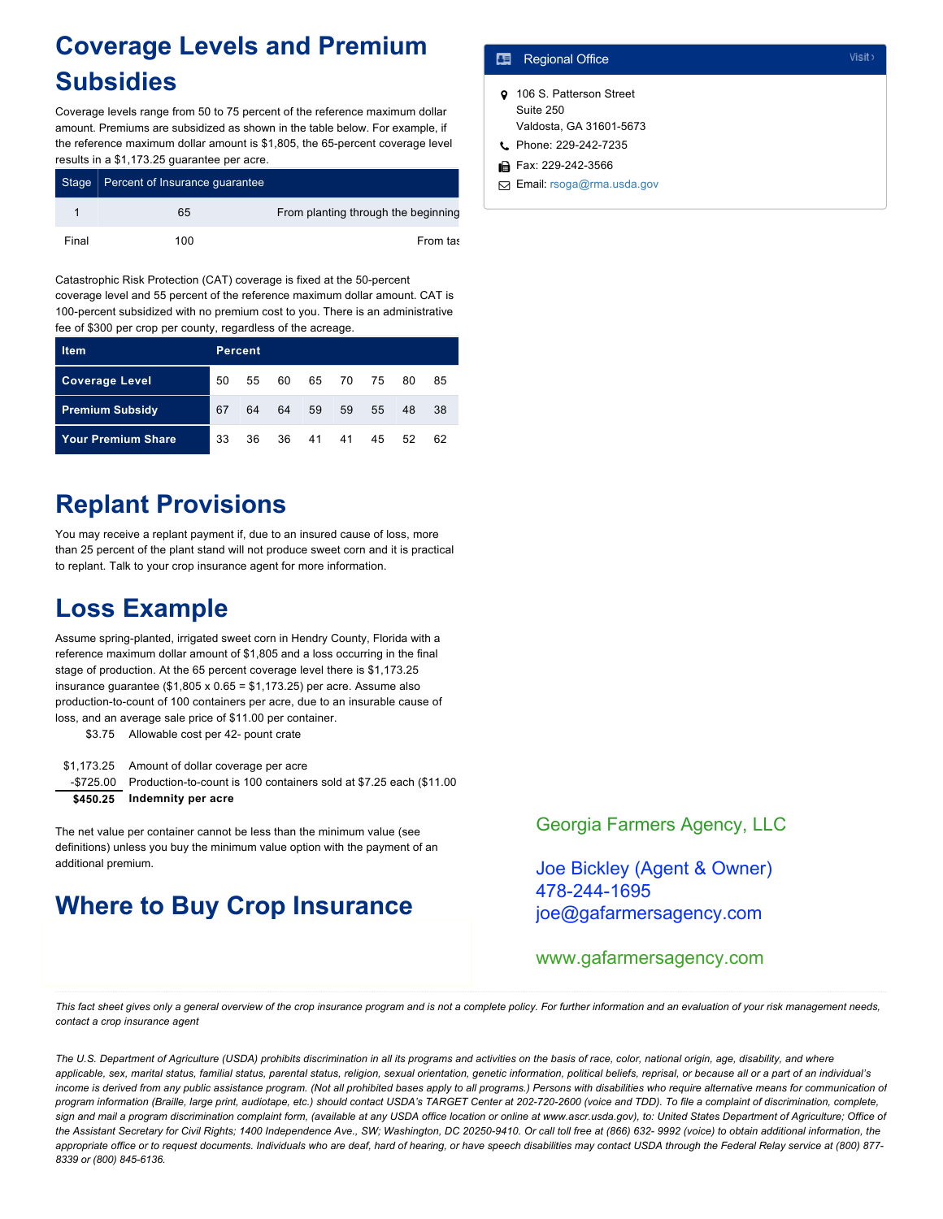# Coverage Levels and Premium Subsidies

Coverage levels range from 50 to 75 percent of the reference maximum dollar amount. Premiums are subsidized as shown in the table below. For example, if the reference maximum dollar amount is $1,805, the 65-percent coverage level results in a $1,173.25 guarantee per acre.

| Stage | Percent of Insurance guarantee | |
|---|---|---|
| 1 | 65 | From planting through the beginning |
| Final | 100 | From tas |

Catastrophic Risk Protection (CAT) coverage is fixed at the 50-percent coverage level and 55 percent of the reference maximum dollar amount. CAT is 100-percent subsidized with no premium cost to you. There is an administrative fee of $300 per crop per county, regardless of the acreage.

| Item | Percent | | | | | | | |
|---|---|---|---|---|---|---|---|---|
| **Coverage Level** | 50 | 55 | 60 | 65 | 70 | 75 | 80 | 85 |
| **Premium Subsidy** | 67 | 64 | 64 | 59 | 59 | 55 | 48 | 38 |
| **Your Premium Share** | 33 | 36 | 36 | 41 | 41 | 45 | 52 | 62 |

# Replant Provisions

You may receive a replant payment if, due to an insured cause of loss, more than 25 percent of the plant stand will not produce sweet corn and it is practical to replant. Talk to your crop insurance agent for more information.

# Loss Example

Assume spring-planted, irrigated sweet corn in Hendry County, Florida with a reference maximum dollar amount of $1,805 and a loss occurring in the final stage of production. At the 65 percent coverage level there is $1,173.25 insurance guarantee ($1,805 x 0.65 = $1,173.25) per acre. Assume also production-to-count of 100 containers per acre, due to an insurable cause of loss, and an average sale price of $11.00 per container.

| | |
|---|---|
| $3.75 | Allowable cost per 42- pount crate |
| | |
| $1,173.25 | Amount of dollar coverage per acre |
| -$725.00 | Production-to-count is 100 containers sold at $7.25 each ($11.00 |
| **$450.25** | **Indemnity per acre** |

The net value per container cannot be less than the minimum value (see definitions) unless you buy the minimum value option with the payment of an additional premium.

# Where to Buy Crop Insurance

Georgia Farmers Agency, LLC

Joe Bickley (Agent & Owner)
478-244-1695
joe@gafarmersagency.com

www.gafarmersagency.com

**Regional Office**

Visit ›

106 S. Patterson Street
Suite 250
Valdosta, GA 31601-5673

Phone: 229-242-7235

Fax: 229-242-3566

Email: rsoga@rma.usda.gov

*This fact sheet gives only a general overview of the crop insurance program and is not a complete policy. For further information and an evaluation of your risk management needs, contact a crop insurance agent*

*The U.S. Department of Agriculture (USDA) prohibits discrimination in all its programs and activities on the basis of race, color, national origin, age, disability, and where applicable, sex, marital status, familial status, parental status, religion, sexual orientation, genetic information, political beliefs, reprisal, or because all or a part of an individual's income is derived from any public assistance program. (Not all prohibited bases apply to all programs.) Persons with disabilities who require alternative means for communication of program information (Braille, large print, audiotape, etc.) should contact USDA's TARGET Center at 202-720-2600 (voice and TDD). To file a complaint of discrimination, complete, sign and mail a program discrimination complaint form, (available at any USDA office location or online at www.ascr.usda.gov), to: United States Department of Agriculture; Office of the Assistant Secretary for Civil Rights; 1400 Independence Ave., SW; Washington, DC 20250-9410. Or call toll free at (866) 632- 9992 (voice) to obtain additional information, the appropriate office or to request documents. Individuals who are deaf, hard of hearing, or have speech disabilities may contact USDA through the Federal Relay service at (800) 877-8339 or (800) 845-6136.*